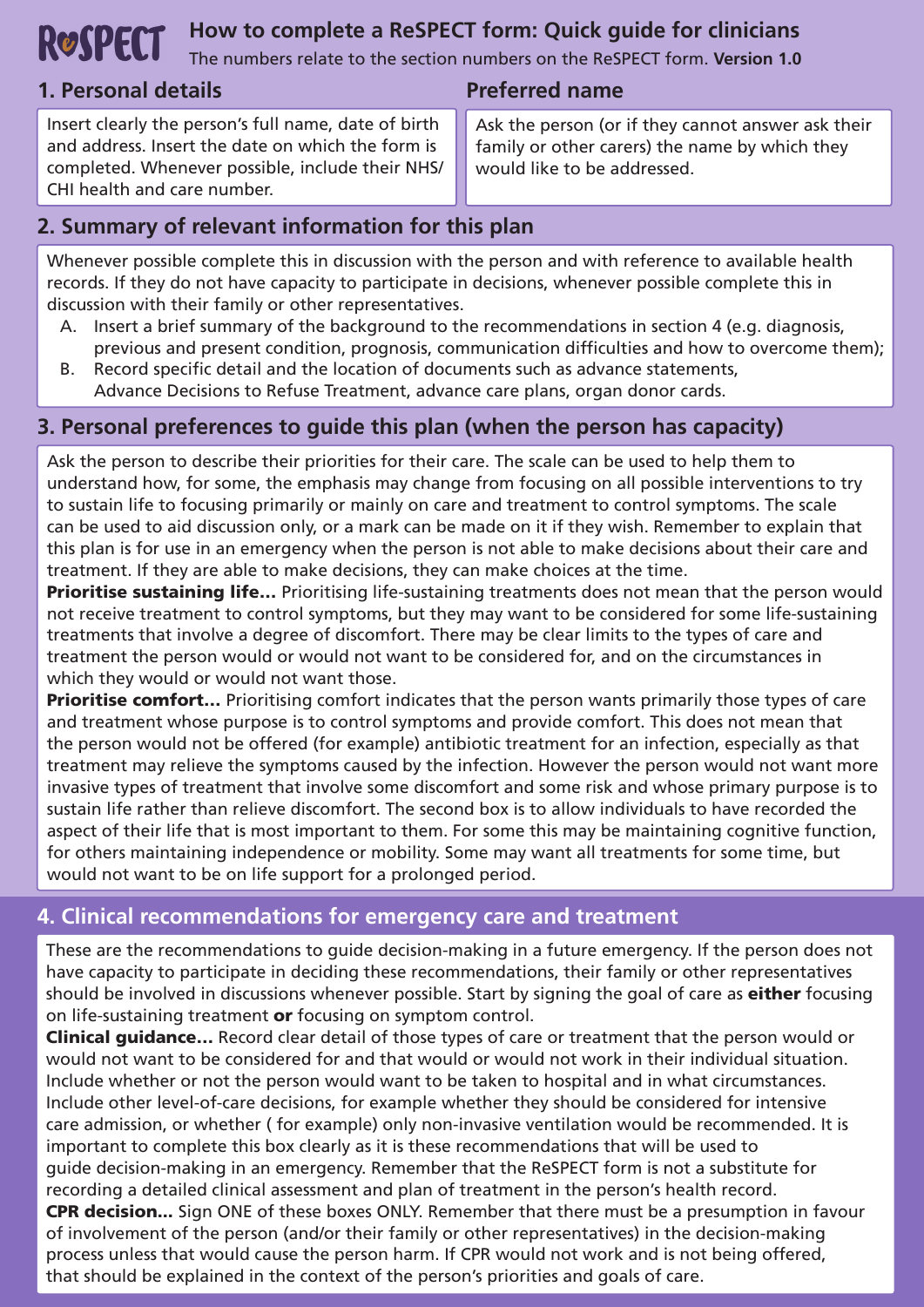# ReSPECT How to complete a ReSPECT form: Quick guide for clinicians

The numbers relate to the section numbers on the ReSPECT form. **Version 1.0**

## 1. Personal details

Insert clearly the person's full name, date of birth and address. Insert the date on which the form is completed. Whenever possible, include their NHS/ CHI health and care number.

## Preferred name

Ask the person (or if they cannot answer ask their family or other carers) the name by which they would like to be addressed.

## 2. Summary of relevant information for this plan

Whenever possible complete this in discussion with the person and with reference to available health records. If they do not have capacity to participate in decisions, whenever possible complete this in discussion with their family or other representatives.

A. Insert a brief summary of the background to the recommendations in section 4 (e.g. diagnosis, previous and present condition, prognosis, communication difficulties and how to overcome them);

B. Record specific detail and the location of documents such as advance statements, Advance Decisions to Refuse Treatment, advance care plans, organ donor cards.

## 3. Personal preferences to guide this plan (when the person has capacity)

Ask the person to describe their priorities for their care. The scale can be used to help them to understand how, for some, the emphasis may change from focusing on all possible interventions to try to sustain life to focusing primarily or mainly on care and treatment to control symptoms. The scale can be used to aid discussion only, or a mark can be made on it if they wish. Remember to explain that this plan is for use in an emergency when the person is not able to make decisions about their care and treatment. If they are able to make decisions, they can make choices at the time.

**Prioritise sustaining life…** Prioritising life-sustaining treatments does not mean that the person would not receive treatment to control symptoms, but they may want to be considered for some life-sustaining treatments that involve a degree of discomfort. There may be clear limits to the types of care and treatment the person would or would not want to be considered for, and on the circumstances in which they would or would not want those.

**Prioritise comfort…** Prioritising comfort indicates that the person wants primarily those types of care and treatment whose purpose is to control symptoms and provide comfort. This does not mean that the person would not be offered (for example) antibiotic treatment for an infection, especially as that treatment may relieve the symptoms caused by the infection. However the person would not want more invasive types of treatment that involve some discomfort and some risk and whose primary purpose is to sustain life rather than relieve discomfort. The second box is to allow individuals to have recorded the aspect of their life that is most important to them. For some this may be maintaining cognitive function, for others maintaining independence or mobility. Some may want all treatments for some time, but would not want to be on life support for a prolonged period.

## 4. Clinical recommendations for emergency care and treatment

These are the recommendations to guide decision-making in a future emergency. If the person does not have capacity to participate in deciding these recommendations, their family or other representatives should be involved in discussions whenever possible. Start by signing the goal of care as **either** focusing on life-sustaining treatment **or** focusing on symptom control.

**Clinical guidance…** Record clear detail of those types of care or treatment that the person would or would not want to be considered for and that would or would not work in their individual situation. Include whether or not the person would want to be taken to hospital and in what circumstances. Include other level-of-care decisions, for example whether they should be considered for intensive care admission, or whether ( for example) only non-invasive ventilation would be recommended. It is important to complete this box clearly as it is these recommendations that will be used to guide decision-making in an emergency. Remember that the ReSPECT form is not a substitute for recording a detailed clinical assessment and plan of treatment in the person's health record.

**CPR decision…** Sign ONE of these boxes ONLY. Remember that there must be a presumption in favour of involvement of the person (and/or their family or other representatives) in the decision-making process unless that would cause the person harm. If CPR would not work and is not being offered, that should be explained in the context of the person's priorities and goals of care.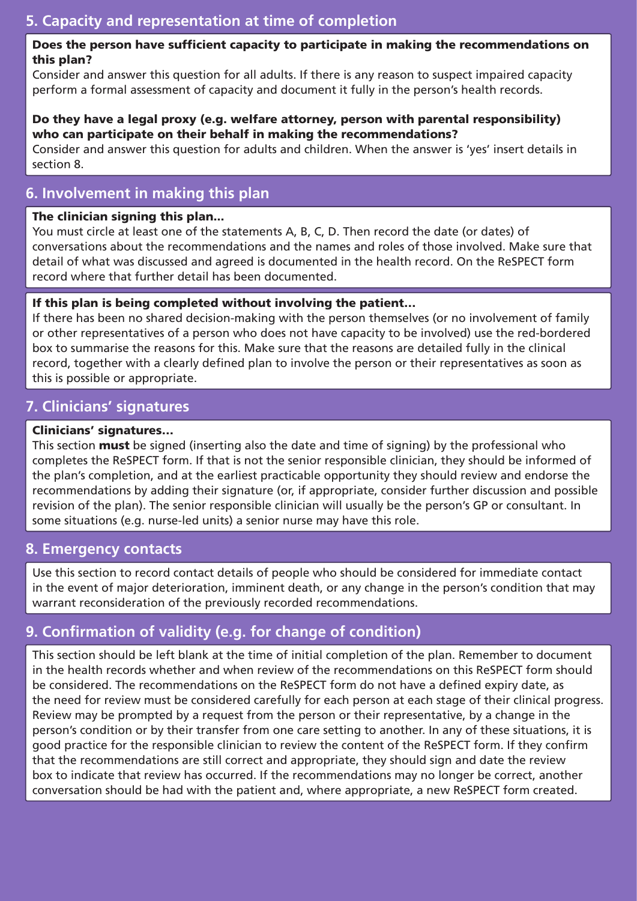## 5. Capacity and representation at time of completion

**Does the person have sufficient capacity to participate in making the recommendations on this plan?**

Consider and answer this question for all adults. If there is any reason to suspect impaired capacity perform a formal assessment of capacity and document it fully in the person's health records.

**Do they have a legal proxy (e.g. welfare attorney, person with parental responsibility) who can participate on their behalf in making the recommendations?**

Consider and answer this question for adults and children. When the answer is 'yes' insert details in section 8.

## 6. Involvement in making this plan

**The clinician signing this plan...**

You must circle at least one of the statements A, B, C, D. Then record the date (or dates) of conversations about the recommendations and the names and roles of those involved. Make sure that detail of what was discussed and agreed is documented in the health record. On the ReSPECT form record where that further detail has been documented.

**If this plan is being completed without involving the patient...**

If there has been no shared decision-making with the person themselves (or no involvement of family or other representatives of a person who does not have capacity to be involved) use the red-bordered box to summarise the reasons for this. Make sure that the reasons are detailed fully in the clinical record, together with a clearly defined plan to involve the person or their representatives as soon as this is possible or appropriate.

## 7. Clinicians' signatures

**Clinicians' signatures...**

This section **must** be signed (inserting also the date and time of signing) by the professional who completes the ReSPECT form. If that is not the senior responsible clinician, they should be informed of the plan's completion, and at the earliest practicable opportunity they should review and endorse the recommendations by adding their signature (or, if appropriate, consider further discussion and possible revision of the plan). The senior responsible clinician will usually be the person's GP or consultant. In some situations (e.g. nurse-led units) a senior nurse may have this role.

## 8. Emergency contacts

Use this section to record contact details of people who should be considered for immediate contact in the event of major deterioration, imminent death, or any change in the person's condition that may warrant reconsideration of the previously recorded recommendations.

## 9. Confirmation of validity (e.g. for change of condition)

This section should be left blank at the time of initial completion of the plan. Remember to document in the health records whether and when review of the recommendations on this ReSPECT form should be considered. The recommendations on the ReSPECT form do not have a defined expiry date, as the need for review must be considered carefully for each person at each stage of their clinical progress. Review may be prompted by a request from the person or their representative, by a change in the person's condition or by their transfer from one care setting to another. In any of these situations, it is good practice for the responsible clinician to review the content of the ReSPECT form. If they confirm that the recommendations are still correct and appropriate, they should sign and date the review box to indicate that review has occurred. If the recommendations may no longer be correct, another conversation should be had with the patient and, where appropriate, a new ReSPECT form created.